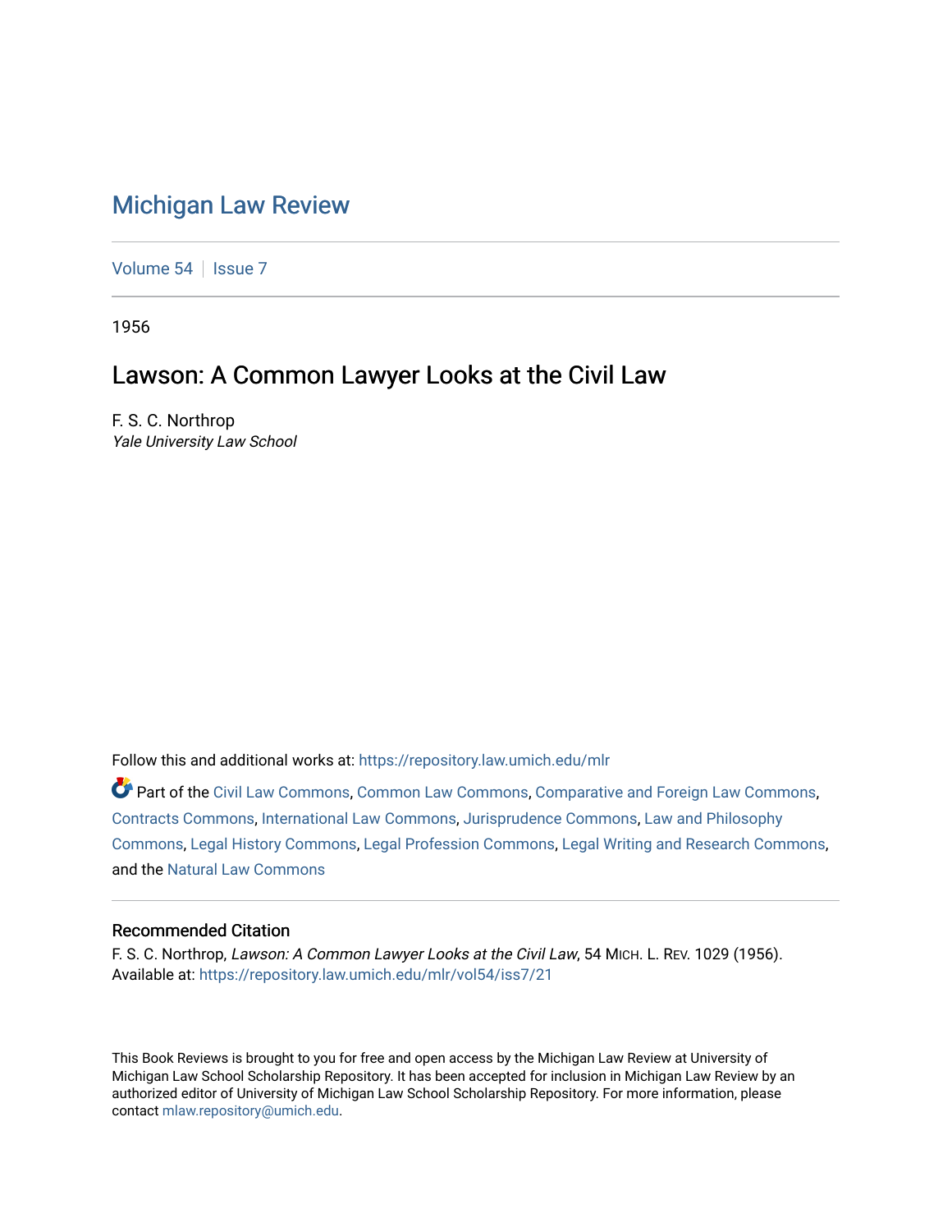# Michigan Law Review

Volume 54 | Issue 7

1956

## Lawson: A Common Lawyer Looks at the Civil Law

F. S. C. Northrop
*Yale University Law School*

Follow this and additional works at: https://repository.law.umich.edu/mlr

Part of the Civil Law Commons, Common Law Commons, Comparative and Foreign Law Commons, Contracts Commons, International Law Commons, Jurisprudence Commons, Law and Philosophy Commons, Legal History Commons, Legal Profession Commons, Legal Writing and Research Commons, and the Natural Law Commons

### Recommended Citation

F. S. C. Northrop, *Lawson: A Common Lawyer Looks at the Civil Law*, 54 MICH. L. REV. 1029 (1956).
Available at: https://repository.law.umich.edu/mlr/vol54/iss7/21

This Book Reviews is brought to you for free and open access by the Michigan Law Review at University of Michigan Law School Scholarship Repository. It has been accepted for inclusion in Michigan Law Review by an authorized editor of University of Michigan Law School Scholarship Repository. For more information, please contact mlaw.repository@umich.edu.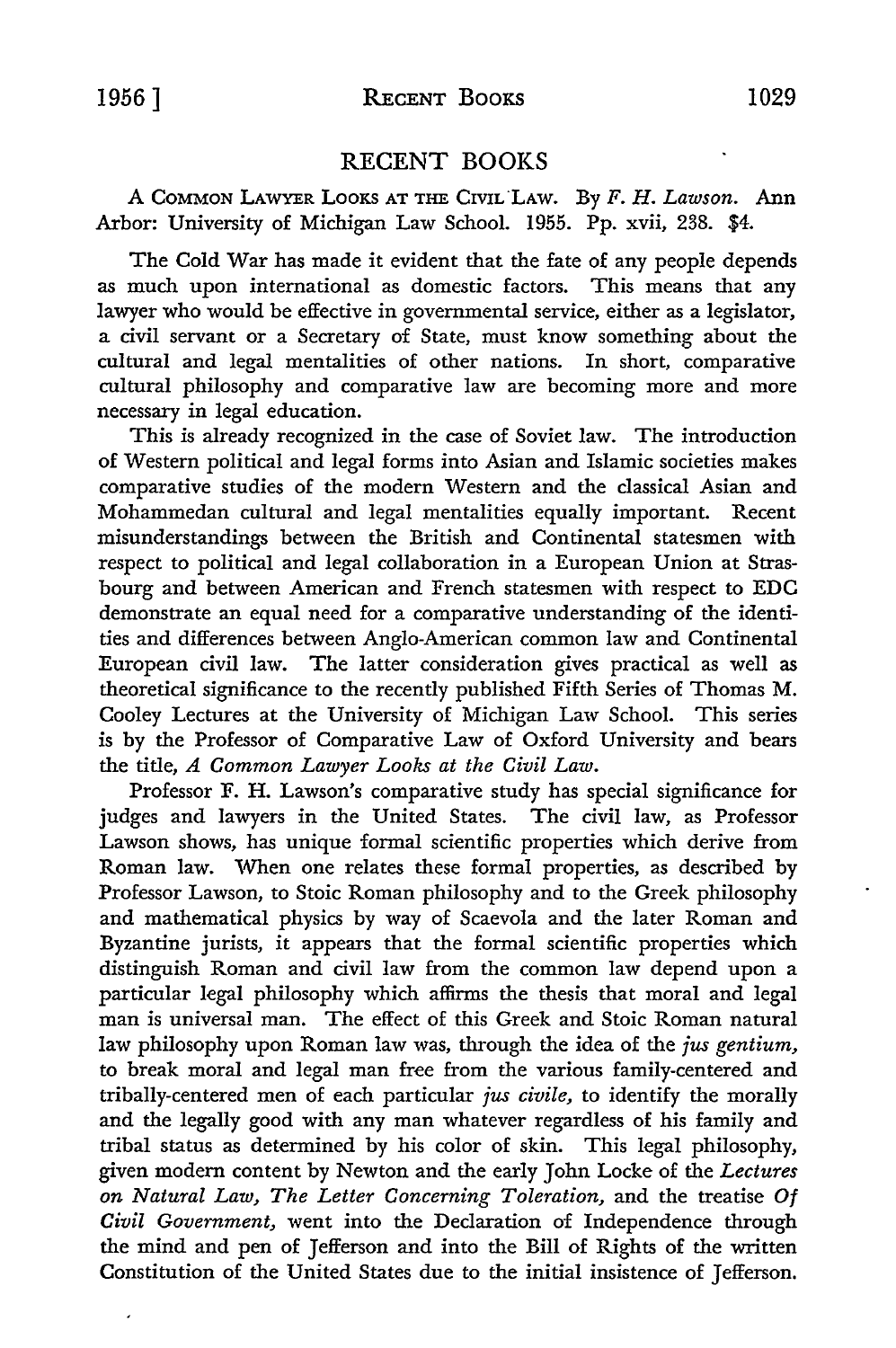# RECENT BOOKS

A COMMON LAWYER LOOKS AT THE CIVIL LAW. By *F. H. Lawson.* Ann Arbor: University of Michigan Law School. 1955. Pp. xvii, 238. $4.

The Cold War has made it evident that the fate of any people depends as much upon international as domestic factors. This means that any lawyer who would be effective in governmental service, either as a legislator, a civil servant or a Secretary of State, must know something about the cultural and legal mentalities of other nations. In short, comparative cultural philosophy and comparative law are becoming more and more necessary in legal education.

This is already recognized in the case of Soviet law. The introduction of Western political and legal forms into Asian and Islamic societies makes comparative studies of the modern Western and the classical Asian and Mohammedan cultural and legal mentalities equally important. Recent misunderstandings between the British and Continental statesmen with respect to political and legal collaboration in a European Union at Strasbourg and between American and French statesmen with respect to EDC demonstrate an equal need for a comparative understanding of the identities and differences between Anglo-American common law and Continental European civil law. The latter consideration gives practical as well as theoretical significance to the recently published Fifth Series of Thomas M. Cooley Lectures at the University of Michigan Law School. This series is by the Professor of Comparative Law of Oxford University and bears the title, *A Common Lawyer Looks at the Civil Law.*

Professor F. H. Lawson's comparative study has special significance for judges and lawyers in the United States. The civil law, as Professor Lawson shows, has unique formal scientific properties which derive from Roman law. When one relates these formal properties, as described by Professor Lawson, to Stoic Roman philosophy and to the Greek philosophy and mathematical physics by way of Scaevola and the later Roman and Byzantine jurists, it appears that the formal scientific properties which distinguish Roman and civil law from the common law depend upon a particular legal philosophy which affirms the thesis that moral and legal man is universal man. The effect of this Greek and Stoic Roman natural law philosophy upon Roman law was, through the idea of the *jus gentium,* to break moral and legal man free from the various family-centered and tribally-centered men of each particular *jus civile,* to identify the morally and the legally good with any man whatever regardless of his family and tribal status as determined by his color of skin. This legal philosophy, given modern content by Newton and the early John Locke of the *Lectures on Natural Law, The Letter Concerning Toleration,* and the treatise *Of Civil Government,* went into the Declaration of Independence through the mind and pen of Jefferson and into the Bill of Rights of the written Constitution of the United States due to the initial insistence of Jefferson.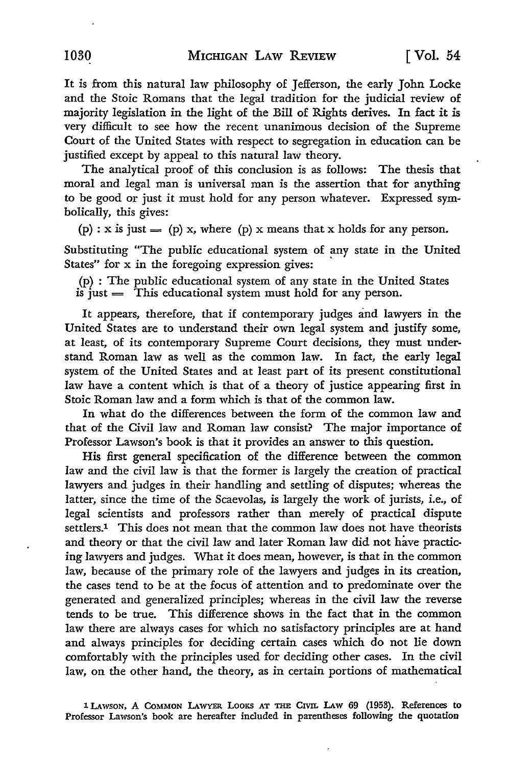It is from this natural law philosophy of Jefferson, the early John Locke and the Stoic Romans that the legal tradition for the judicial review of majority legislation in the light of the Bill of Rights derives. In fact it is very difficult to see how the recent unanimous decision of the Supreme Court of the United States with respect to segregation in education can be justified except by appeal to this natural law theory.

The analytical proof of this conclusion is as follows: The thesis that moral and legal man is universal man is the assertion that for anything to be good or just it must hold for any person whatever. Expressed symbolically, this gives:

(p) : x is just = (p) x, where (p) x means that x holds for any person.

Substituting "The public educational system of any state in the United States" for x in the foregoing expression gives:

(p) : The public educational system of any state in the United States is just = This educational system must hold for any person.

It appears, therefore, that if contemporary judges and lawyers in the United States are to understand their own legal system and justify some, at least, of its contemporary Supreme Court decisions, they must understand Roman law as well as the common law. In fact, the early legal system of the United States and at least part of its present constitutional law have a content which is that of a theory of justice appearing first in Stoic Roman law and a form which is that of the common law.

In what do the differences between the form of the common law and that of the Civil law and Roman law consist? The major importance of Professor Lawson's book is that it provides an answer to this question.

His first general specification of the difference between the common law and the civil law is that the former is largely the creation of practical lawyers and judges in their handling and settling of disputes; whereas the latter, since the time of the Scaevolas, is largely the work of jurists, i.e., of legal scientists and professors rather than merely of practical dispute settlers.[1] This does not mean that the common law does not have theorists and theory or that the civil law and later Roman law did not have practicing lawyers and judges. What it does mean, however, is that in the common law, because of the primary role of the lawyers and judges in its creation, the cases tend to be at the focus of attention and to predominate over the generated and generalized principles; whereas in the civil law the reverse tends to be true. This difference shows in the fact that in the common law there are always cases for which no satisfactory principles are at hand and always principles for deciding certain cases which do not lie down comfortably with the principles used for deciding other cases. In the civil law, on the other hand, the theory, as in certain portions of mathematical

[1] LAWSON, A COMMON LAWYER LOOKS AT THE CIVIL LAW 69 (1953). References to Professor Lawson's book are hereafter included in parentheses following the quotation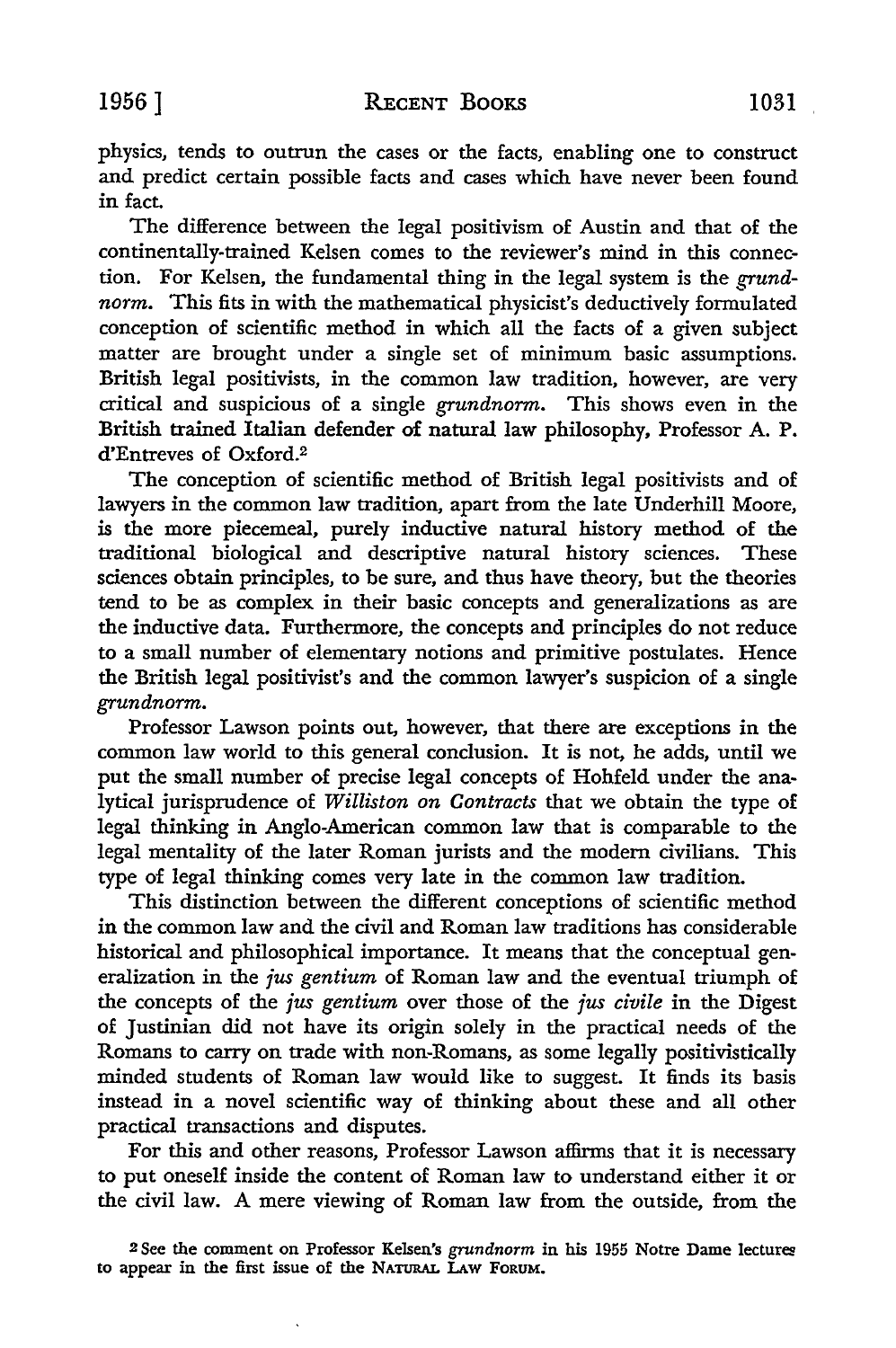physics, tends to outrun the cases or the facts, enabling one to construct and predict certain possible facts and cases which have never been found in fact.

The difference between the legal positivism of Austin and that of the continentally-trained Kelsen comes to the reviewer's mind in this connection. For Kelsen, the fundamental thing in the legal system is the *grundnorm*. This fits in with the mathematical physicist's deductively formulated conception of scientific method in which all the facts of a given subject matter are brought under a single set of minimum basic assumptions. British legal positivists, in the common law tradition, however, are very critical and suspicious of a single *grundnorm*. This shows even in the British trained Italian defender of natural law philosophy, Professor A. P. d'Entreves of Oxford.[2]

The conception of scientific method of British legal positivists and of lawyers in the common law tradition, apart from the late Underhill Moore, is the more piecemeal, purely inductive natural history method of the traditional biological and descriptive natural history sciences. These sciences obtain principles, to be sure, and thus have theory, but the theories tend to be as complex in their basic concepts and generalizations as are the inductive data. Furthermore, the concepts and principles do not reduce to a small number of elementary notions and primitive postulates. Hence the British legal positivist's and the common lawyer's suspicion of a single *grundnorm*.

Professor Lawson points out, however, that there are exceptions in the common law world to this general conclusion. It is not, he adds, until we put the small number of precise legal concepts of Hohfeld under the analytical jurisprudence of *Williston on Contracts* that we obtain the type of legal thinking in Anglo-American common law that is comparable to the legal mentality of the later Roman jurists and the modern civilians. This type of legal thinking comes very late in the common law tradition.

This distinction between the different conceptions of scientific method in the common law and the civil and Roman law traditions has considerable historical and philosophical importance. It means that the conceptual generalization in the *jus gentium* of Roman law and the eventual triumph of the concepts of the *jus gentium* over those of the *jus civile* in the Digest of Justinian did not have its origin solely in the practical needs of the Romans to carry on trade with non-Romans, as some legally positivistically minded students of Roman law would like to suggest. It finds its basis instead in a novel scientific way of thinking about these and all other practical transactions and disputes.

For this and other reasons, Professor Lawson affirms that it is necessary to put oneself inside the content of Roman law to understand either it or the civil law. A mere viewing of Roman law from the outside, from the

[2] See the comment on Professor Kelsen's *grundnorm* in his 1955 Notre Dame lectures to appear in the first issue of the NATURAL LAW FORUM.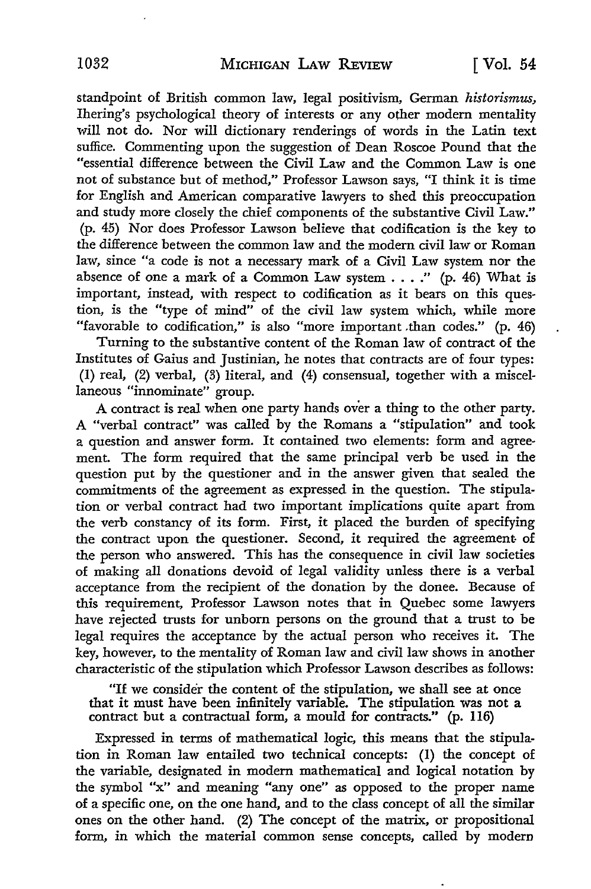standpoint of British common law, legal positivism, German *historismus*, Ihering's psychological theory of interests or any other modern mentality will not do. Nor will dictionary renderings of words in the Latin text suffice. Commenting upon the suggestion of Dean Roscoe Pound that the "essential difference between the Civil Law and the Common Law is one not of substance but of method," Professor Lawson says, "I think it is time for English and American comparative lawyers to shed this preoccupation and study more closely the chief components of the substantive Civil Law." (p. 45) Nor does Professor Lawson believe that codification is the key to the difference between the common law and the modern civil law or Roman law, since "a code is not a necessary mark of a Civil Law system nor the absence of one a mark of a Common Law system . . . ." (p. 46) What is important, instead, with respect to codification as it bears on this question, is the "type of mind" of the civil law system which, while more "favorable to codification," is also "more important than codes." (p. 46)

Turning to the substantive content of the Roman law of contract of the Institutes of Gaius and Justinian, he notes that contracts are of four types: (1) real, (2) verbal, (3) literal, and (4) consensual, together with a miscellaneous "innominate" group.

A contract is real when one party hands over a thing to the other party. A "verbal contract" was called by the Romans a "stipulation" and took a question and answer form. It contained two elements: form and agreement. The form required that the same principal verb be used in the question put by the questioner and in the answer given that sealed the commitments of the agreement as expressed in the question. The stipulation or verbal contract had two important implications quite apart from the verb constancy of its form. First, it placed the burden of specifying the contract upon the questioner. Second, it required the agreement of the person who answered. This has the consequence in civil law societies of making all donations devoid of legal validity unless there is a verbal acceptance from the recipient of the donation by the donee. Because of this requirement, Professor Lawson notes that in Quebec some lawyers have rejected trusts for unborn persons on the ground that a trust to be legal requires the acceptance by the actual person who receives it. The key, however, to the mentality of Roman law and civil law shows in another characteristic of the stipulation which Professor Lawson describes as follows:

> "If we consider the content of the stipulation, we shall see at once that it must have been infinitely variable. The stipulation was not a contract but a contractual form, a mould for contracts." (p. 116)

Expressed in terms of mathematical logic, this means that the stipulation in Roman law entailed two technical concepts: (1) the concept of the variable, designated in modern mathematical and logical notation by the symbol "x" and meaning "any one" as opposed to the proper name of a specific one, on the one hand, and to the class concept of all the similar ones on the other hand. (2) The concept of the matrix, or propositional form, in which the material common sense concepts, called by modern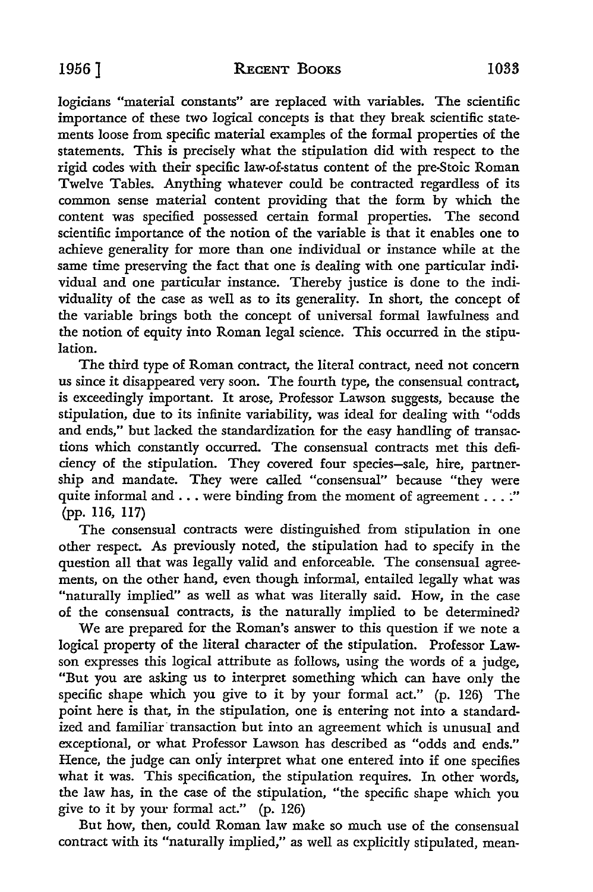logicians "material constants" are replaced with variables. The scientific importance of these two logical concepts is that they break scientific statements loose from specific material examples of the formal properties of the statements. This is precisely what the stipulation did with respect to the rigid codes with their specific law-of-status content of the pre-Stoic Roman Twelve Tables. Anything whatever could be contracted regardless of its common sense material content providing that the form by which the content was specified possessed certain formal properties. The second scientific importance of the notion of the variable is that it enables one to achieve generality for more than one individual or instance while at the same time preserving the fact that one is dealing with one particular individual and one particular instance. Thereby justice is done to the individuality of the case as well as to its generality. In short, the concept of the variable brings both the concept of universal formal lawfulness and the notion of equity into Roman legal science. This occurred in the stipulation.

The third type of Roman contract, the literal contract, need not concern us since it disappeared very soon. The fourth type, the consensual contract, is exceedingly important. It arose, Professor Lawson suggests, because the stipulation, due to its infinite variability, was ideal for dealing with "odds and ends," but lacked the standardization for the easy handling of transactions which constantly occurred. The consensual contracts met this deficiency of the stipulation. They covered four species—sale, hire, partnership and mandate. They were called "consensual" because "they were quite informal and . . . were binding from the moment of agreement . . . ." (pp. 116, 117)

The consensual contracts were distinguished from stipulation in one other respect. As previously noted, the stipulation had to specify in the question all that was legally valid and enforceable. The consensual agreements, on the other hand, even though informal, entailed legally what was "naturally implied" as well as what was literally said. How, in the case of the consensual contracts, is the naturally implied to be determined?

We are prepared for the Roman's answer to this question if we note a logical property of the literal character of the stipulation. Professor Lawson expresses this logical attribute as follows, using the words of a judge, "But you are asking us to interpret something which can have only the specific shape which you give to it by your formal act." (p. 126) The point here is that, in the stipulation, one is entering not into a standardized and familiar transaction but into an agreement which is unusual and exceptional, or what Professor Lawson has described as "odds and ends." Hence, the judge can only interpret what one entered into if one specifies what it was. This specification, the stipulation requires. In other words, the law has, in the case of the stipulation, "the specific shape which you give to it by your formal act." (p. 126)

But how, then, could Roman law make so much use of the consensual contract with its "naturally implied," as well as explicitly stipulated, mean-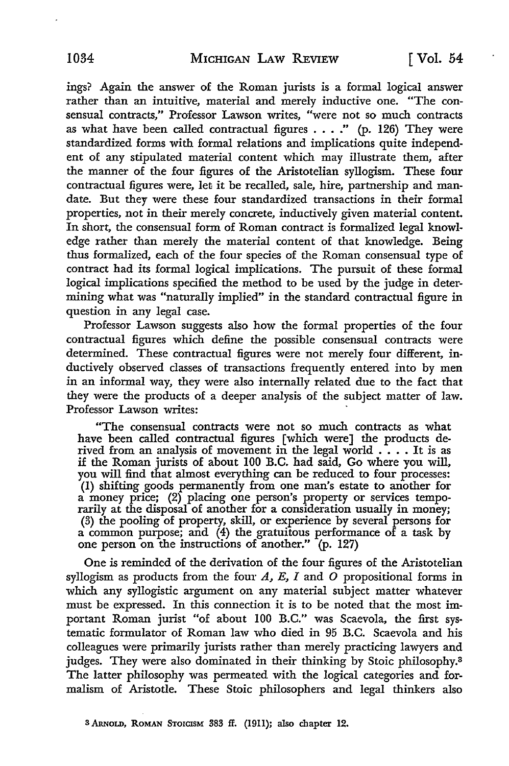ings? Again the answer of the Roman jurists is a formal logical answer rather than an intuitive, material and merely inductive one. "The consensual contracts," Professor Lawson writes, "were not so much contracts as what have been called contractual figures . . . ." (p. 126) They were standardized forms with formal relations and implications quite independent of any stipulated material content which may illustrate them, after the manner of the four figures of the Aristotelian syllogism. These four contractual figures were, let it be recalled, sale, hire, partnership and mandate. But they were these four standardized transactions in their formal properties, not in their merely concrete, inductively given material content. In short, the consensual form of Roman contract is formalized legal knowledge rather than merely the material content of that knowledge. Being thus formalized, each of the four species of the Roman consensual type of contract had its formal logical implications. The pursuit of these formal logical implications specified the method to be used by the judge in determining what was "naturally implied" in the standard contractual figure in question in any legal case.

Professor Lawson suggests also how the formal properties of the four contractual figures which define the possible consensual contracts were determined. These contractual figures were not merely four different, inductively observed classes of transactions frequently entered into by men in an informal way, they were also internally related due to the fact that they were the products of a deeper analysis of the subject matter of law. Professor Lawson writes:

> "The consensual contracts were not so much contracts as what have been called contractual figures [which were] the products derived from an analysis of movement in the legal world . . . . It is as if the Roman jurists of about 100 B.C. had said, Go where you will, you will find that almost everything can be reduced to four processes: (1) shifting goods permanently from one man's estate to another for a money price; (2) placing one person's property or services temporarily at the disposal of another for a consideration usually in money; (3) the pooling of property, skill, or experience by several persons for a common purpose; and (4) the gratuitous performance of a task by one person on the instructions of another." (p. 127)

One is reminded of the derivation of the four figures of the Aristotelian syllogism as products from the four *A, E, I* and *O* propositional forms in which any syllogistic argument on any material subject matter whatever must be expressed. In this connection it is to be noted that the most important Roman jurist "of about 100 B.C." was Scaevola, the first systematic formulator of Roman law who died in 95 B.C. Scaevola and his colleagues were primarily jurists rather than merely practicing lawyers and judges. They were also dominated in their thinking by Stoic philosophy.[3] The latter philosophy was permeated with the logical categories and formalism of Aristotle. These Stoic philosophers and legal thinkers also

[3] ARNOLD, ROMAN STOICISM 383 ff. (1911); also chapter 12.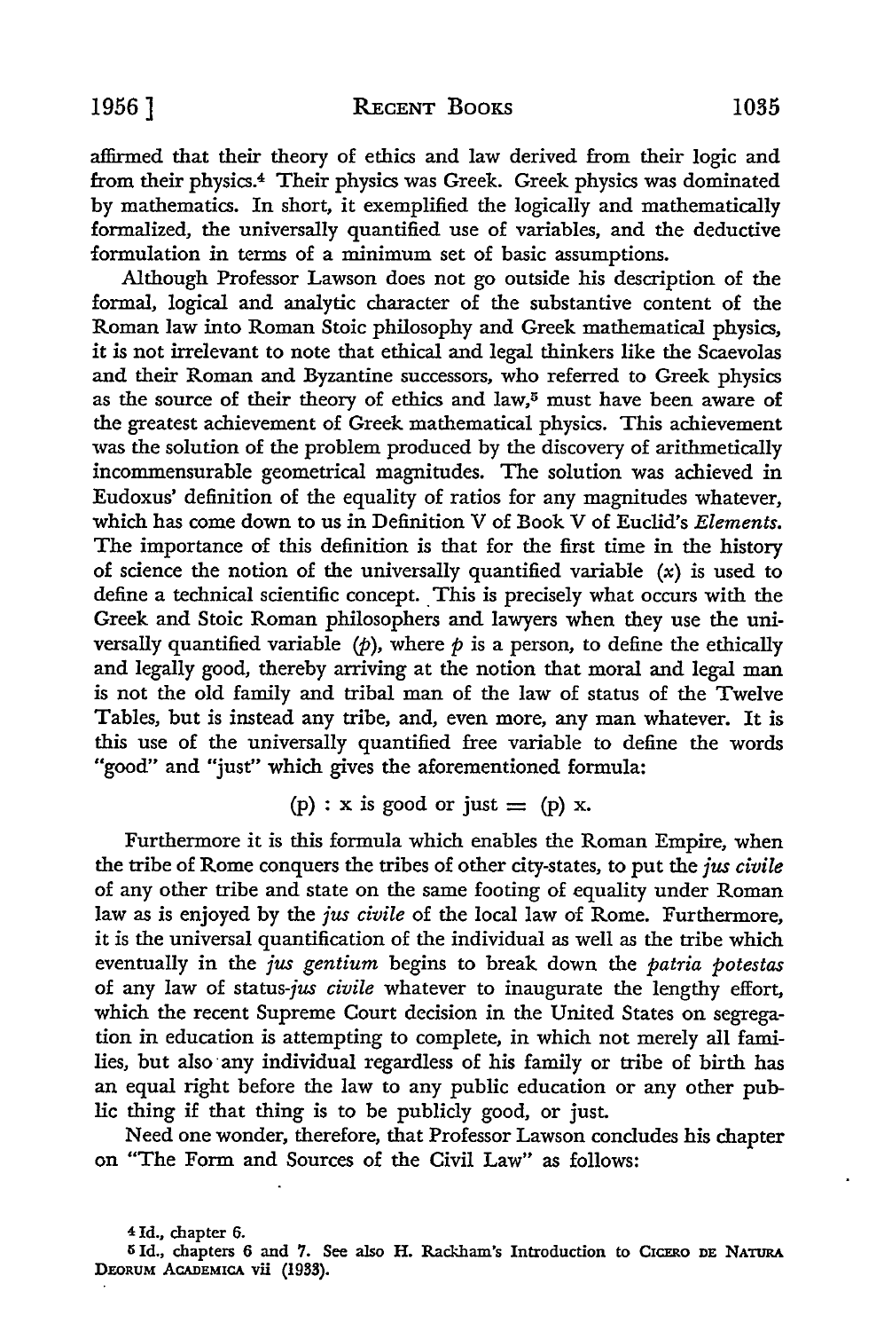affirmed that their theory of ethics and law derived from their logic and from their physics.[4] Their physics was Greek. Greek physics was dominated by mathematics. In short, it exemplified the logically and mathematically formalized, the universally quantified use of variables, and the deductive formulation in terms of a minimum set of basic assumptions.

Although Professor Lawson does not go outside his description of the formal, logical and analytic character of the substantive content of the Roman law into Roman Stoic philosophy and Greek mathematical physics, it is not irrelevant to note that ethical and legal thinkers like the Scaevolas and their Roman and Byzantine successors, who referred to Greek physics as the source of their theory of ethics and law,[5] must have been aware of the greatest achievement of Greek mathematical physics. This achievement was the solution of the problem produced by the discovery of arithmetically incommensurable geometrical magnitudes. The solution was achieved in Eudoxus' definition of the equality of ratios for any magnitudes whatever, which has come down to us in Definition V of Book V of Euclid's *Elements*. The importance of this definition is that for the first time in the history of science the notion of the universally quantified variable $(x)$ is used to define a technical scientific concept. This is precisely what occurs with the Greek and Stoic Roman philosophers and lawyers when they use the universally quantified variable $(p)$, where $p$ is a person, to define the ethically and legally good, thereby arriving at the notion that moral and legal man is not the old family and tribal man of the law of status of the Twelve Tables, but is instead any tribe, and, even more, any man whatever. It is this use of the universally quantified free variable to define the words "good" and "just" which gives the aforementioned formula:

$$(p) : x \text{ is good or just} = (p)\ x.$$

Furthermore it is this formula which enables the Roman Empire, when the tribe of Rome conquers the tribes of other city-states, to put the *jus civile* of any other tribe and state on the same footing of equality under Roman law as is enjoyed by the *jus civile* of the local law of Rome. Furthermore, it is the universal quantification of the individual as well as the tribe which eventually in the *jus gentium* begins to break down the *patria potestas* of any law of status-*jus civile* whatever to inaugurate the lengthy effort, which the recent Supreme Court decision in the United States on segregation in education is attempting to complete, in which not merely all families, but also any individual regardless of his family or tribe of birth has an equal right before the law to any public education or any other public thing if that thing is to be publicly good, or just.

Need one wonder, therefore, that Professor Lawson concludes his chapter on "The Form and Sources of the Civil Law" as follows:

---

[4] Id., chapter 6.

[5] Id., chapters 6 and 7. See also H. Rackham's Introduction to CICERO DE NATURA DEORUM ACADEMICA vii (1933).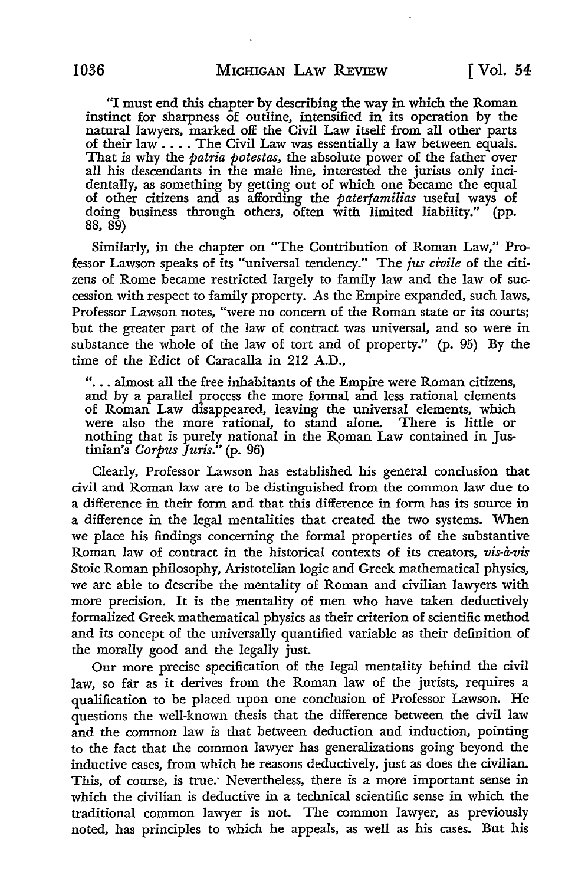> "I must end this chapter by describing the way in which the Roman instinct for sharpness of outline, intensified in its operation by the natural lawyers, marked off the Civil Law itself from all other parts of their law . . . . The Civil Law was essentially a law between equals. That is why the *patria potestas*, the absolute power of the father over all his descendants in the male line, interested the jurists only incidentally, as something by getting out of which one became the equal of other citizens and as affording the *paterfamilias* useful ways of doing business through others, often with limited liability." (pp. 88, 89)

Similarly, in the chapter on "The Contribution of Roman Law," Professor Lawson speaks of its "universal tendency." The *jus civile* of the citizens of Rome became restricted largely to family law and the law of succession with respect to family property. As the Empire expanded, such laws, Professor Lawson notes, "were no concern of the Roman state or its courts; but the greater part of the law of contract was universal, and so were in substance the whole of the law of tort and of property." (p. 95) By the time of the Edict of Caracalla in 212 A.D.,

> ". . . almost all the free inhabitants of the Empire were Roman citizens, and by a parallel process the more formal and less rational elements of Roman Law disappeared, leaving the universal elements, which were also the more rational, to stand alone. There is little or nothing that is purely national in the Roman Law contained in Justinian's *Corpus Juris*." (p. 96)

Clearly, Professor Lawson has established his general conclusion that civil and Roman law are to be distinguished from the common law due to a difference in their form and that this difference in form has its source in a difference in the legal mentalities that created the two systems. When we place his findings concerning the formal properties of the substantive Roman law of contract in the historical contexts of its creators, *vis-à-vis* Stoic Roman philosophy, Aristotelian logic and Greek mathematical physics, we are able to describe the mentality of Roman and civilian lawyers with more precision. It is the mentality of men who have taken deductively formalized Greek mathematical physics as their criterion of scientific method and its concept of the universally quantified variable as their definition of the morally good and the legally just.

Our more precise specification of the legal mentality behind the civil law, so far as it derives from the Roman law of the jurists, requires a qualification to be placed upon one conclusion of Professor Lawson. He questions the well-known thesis that the difference between the civil law and the common law is that between deduction and induction, pointing to the fact that the common lawyer has generalizations going beyond the inductive cases, from which he reasons deductively, just as does the civilian. This, of course, is true. Nevertheless, there is a more important sense in which the civilian is deductive in a technical scientific sense in which the traditional common lawyer is not. The common lawyer, as previously noted, has principles to which he appeals, as well as his cases. But his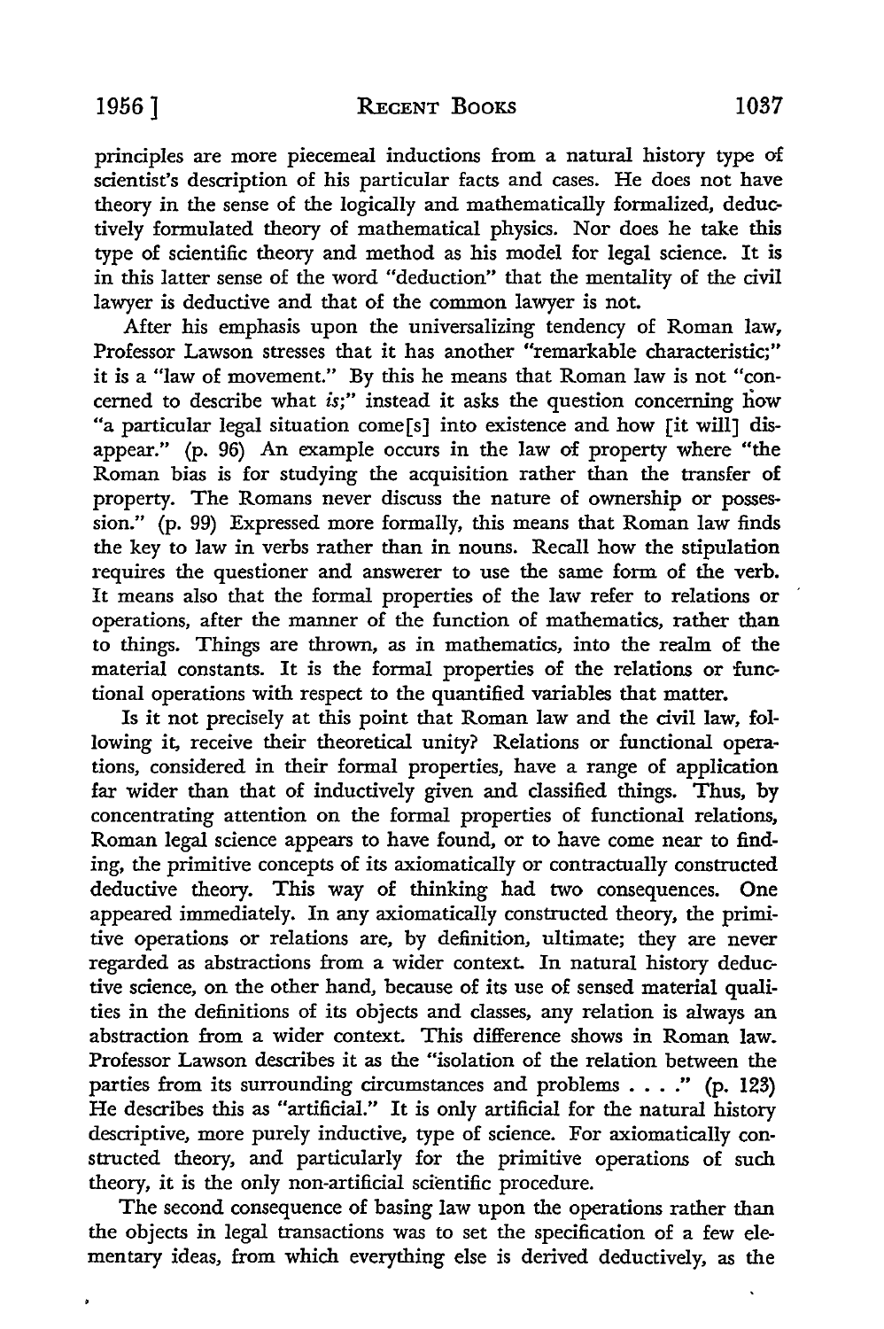principles are more piecemeal inductions from a natural history type of scientist's description of his particular facts and cases. He does not have theory in the sense of the logically and mathematically formalized, deductively formulated theory of mathematical physics. Nor does he take this type of scientific theory and method as his model for legal science. It is in this latter sense of the word "deduction" that the mentality of the civil lawyer is deductive and that of the common lawyer is not.

After his emphasis upon the universalizing tendency of Roman law, Professor Lawson stresses that it has another "remarkable characteristic;" it is a "law of movement." By this he means that Roman law is not "concerned to describe what *is*;" instead it asks the question concerning how "a particular legal situation come[s] into existence and how [it will] disappear." (p. 96) An example occurs in the law of property where "the Roman bias is for studying the acquisition rather than the transfer of property. The Romans never discuss the nature of ownership or possession." (p. 99) Expressed more formally, this means that Roman law finds the key to law in verbs rather than in nouns. Recall how the stipulation requires the questioner and answerer to use the same form of the verb. It means also that the formal properties of the law refer to relations or operations, after the manner of the function of mathematics, rather than to things. Things are thrown, as in mathematics, into the realm of the material constants. It is the formal properties of the relations or functional operations with respect to the quantified variables that matter.

Is it not precisely at this point that Roman law and the civil law, following it, receive their theoretical unity? Relations or functional operations, considered in their formal properties, have a range of application far wider than that of inductively given and classified things. Thus, by concentrating attention on the formal properties of functional relations, Roman legal science appears to have found, or to have come near to finding, the primitive concepts of its axiomatically or contractually constructed deductive theory. This way of thinking had two consequences. One appeared immediately. In any axiomatically constructed theory, the primitive operations or relations are, by definition, ultimate; they are never regarded as abstractions from a wider context. In natural history deductive science, on the other hand, because of its use of sensed material qualities in the definitions of its objects and classes, any relation is always an abstraction from a wider context. This difference shows in Roman law. Professor Lawson describes it as the "isolation of the relation between the parties from its surrounding circumstances and problems . . . ." (p. 123) He describes this as "artificial." It is only artificial for the natural history descriptive, more purely inductive, type of science. For axiomatically constructed theory, and particularly for the primitive operations of such theory, it is the only non-artificial scientific procedure.

The second consequence of basing law upon the operations rather than the objects in legal transactions was to set the specification of a few elementary ideas, from which everything else is derived deductively, as the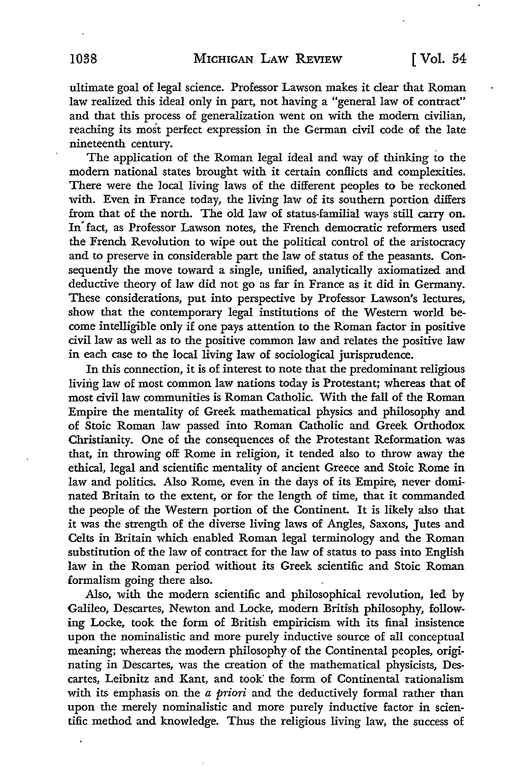ultimate goal of legal science. Professor Lawson makes it clear that Roman law realized this ideal only in part, not having a "general law of contract" and that this process of generalization went on with the modern civilian, reaching its most perfect expression in the German civil code of the late nineteenth century.

The application of the Roman legal ideal and way of thinking to the modern national states brought with it certain conflicts and complexities. There were the local living laws of the different peoples to be reckoned with. Even in France today, the living law of its southern portion differs from that of the north. The old law of status-familial ways still carry on. In fact, as Professor Lawson notes, the French democratic reformers used the French Revolution to wipe out the political control of the aristocracy and to preserve in considerable part the law of status of the peasants. Consequently the move toward a single, unified, analytically axiomatized and deductive theory of law did not go as far in France as it did in Germany. These considerations, put into perspective by Professor Lawson's lectures, show that the contemporary legal institutions of the Western world become intelligible only if one pays attention to the Roman factor in positive civil law as well as to the positive common law and relates the positive law in each case to the local living law of sociological jurisprudence.

In this connection, it is of interest to note that the predominant religious living law of most common law nations today is Protestant; whereas that of most civil law communities is Roman Catholic. With the fall of the Roman Empire the mentality of Greek mathematical physics and philosophy and of Stoic Roman law passed into Roman Catholic and Greek Orthodox Christianity. One of the consequences of the Protestant Reformation was that, in throwing off Rome in religion, it tended also to throw away the ethical, legal and scientific mentality of ancient Greece and Stoic Rome in law and politics. Also Rome, even in the days of its Empire, never dominated Britain to the extent, or for the length of time, that it commanded the people of the Western portion of the Continent. It is likely also that it was the strength of the diverse living laws of Angles, Saxons, Jutes and Celts in Britain which enabled Roman legal terminology and the Roman substitution of the law of contract for the law of status to pass into English law in the Roman period without its Greek scientific and Stoic Roman formalism going there also.

Also, with the modern scientific and philosophical revolution, led by Galileo, Descartes, Newton and Locke, modern British philosophy, following Locke, took the form of British empiricism with its final insistence upon the nominalistic and more purely inductive source of all conceptual meaning; whereas the modern philosophy of the Continental peoples, originating in Descartes, was the creation of the mathematical physicists, Descartes, Leibnitz and Kant, and took the form of Continental rationalism with its emphasis on the *a priori* and the deductively formal rather than upon the merely nominalistic and more purely inductive factor in scientific method and knowledge. Thus the religious living law, the success of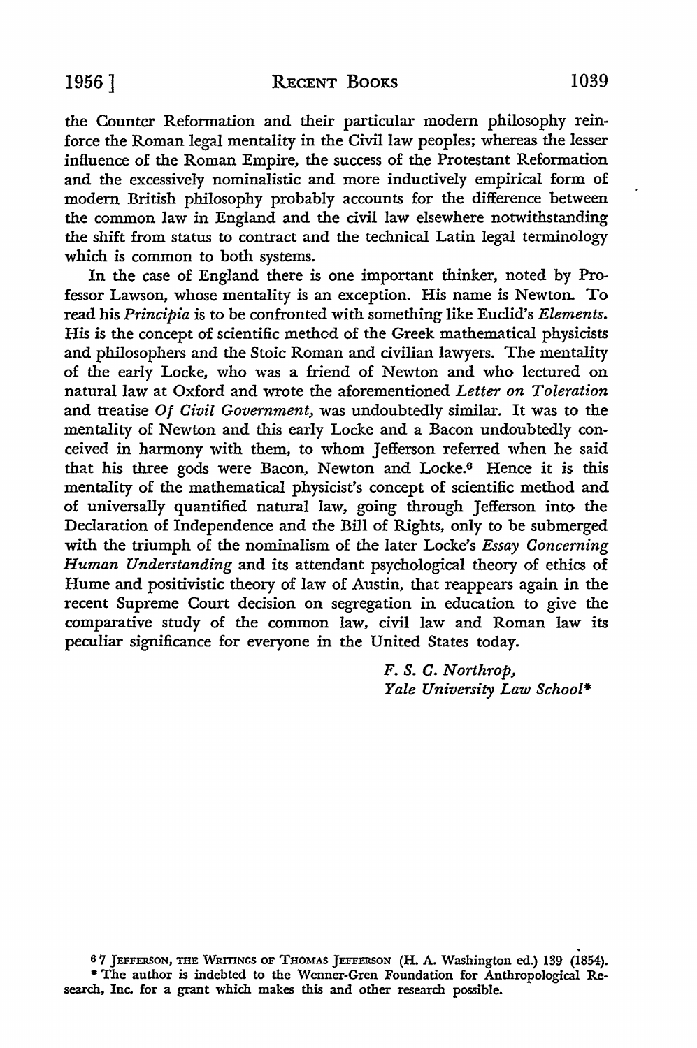the Counter Reformation and their particular modern philosophy reinforce the Roman legal mentality in the Civil law peoples; whereas the lesser influence of the Roman Empire, the success of the Protestant Reformation and the excessively nominalistic and more inductively empirical form of modern British philosophy probably accounts for the difference between the common law in England and the civil law elsewhere notwithstanding the shift from status to contract and the technical Latin legal terminology which is common to both systems.

In the case of England there is one important thinker, noted by Professor Lawson, whose mentality is an exception. His name is Newton. To read his *Principia* is to be confronted with something like Euclid's *Elements*. His is the concept of scientific method of the Greek mathematical physicists and philosophers and the Stoic Roman and civilian lawyers. The mentality of the early Locke, who was a friend of Newton and who lectured on natural law at Oxford and wrote the aforementioned *Letter on Toleration* and treatise *Of Civil Government*, was undoubtedly similar. It was to the mentality of Newton and this early Locke and a Bacon undoubtedly conceived in harmony with them, to whom Jefferson referred when he said that his three gods were Bacon, Newton and Locke.[6] Hence it is this mentality of the mathematical physicist's concept of scientific method and of universally quantified natural law, going through Jefferson into the Declaration of Independence and the Bill of Rights, only to be submerged with the triumph of the nominalism of the later Locke's *Essay Concerning Human Understanding* and its attendant psychological theory of ethics of Hume and positivistic theory of law of Austin, that reappears again in the recent Supreme Court decision on segregation in education to give the comparative study of the common law, civil law and Roman law its peculiar significance for everyone in the United States today.

*F. S. C. Northrop,*
*Yale University Law School\**

[6] 7 JEFFERSON, THE WRITINGS OF THOMAS JEFFERSON (H. A. Washington ed.) 139 (1854).

\* The author is indebted to the Wenner-Gren Foundation for Anthropological Research, Inc. for a grant which makes this and other research possible.